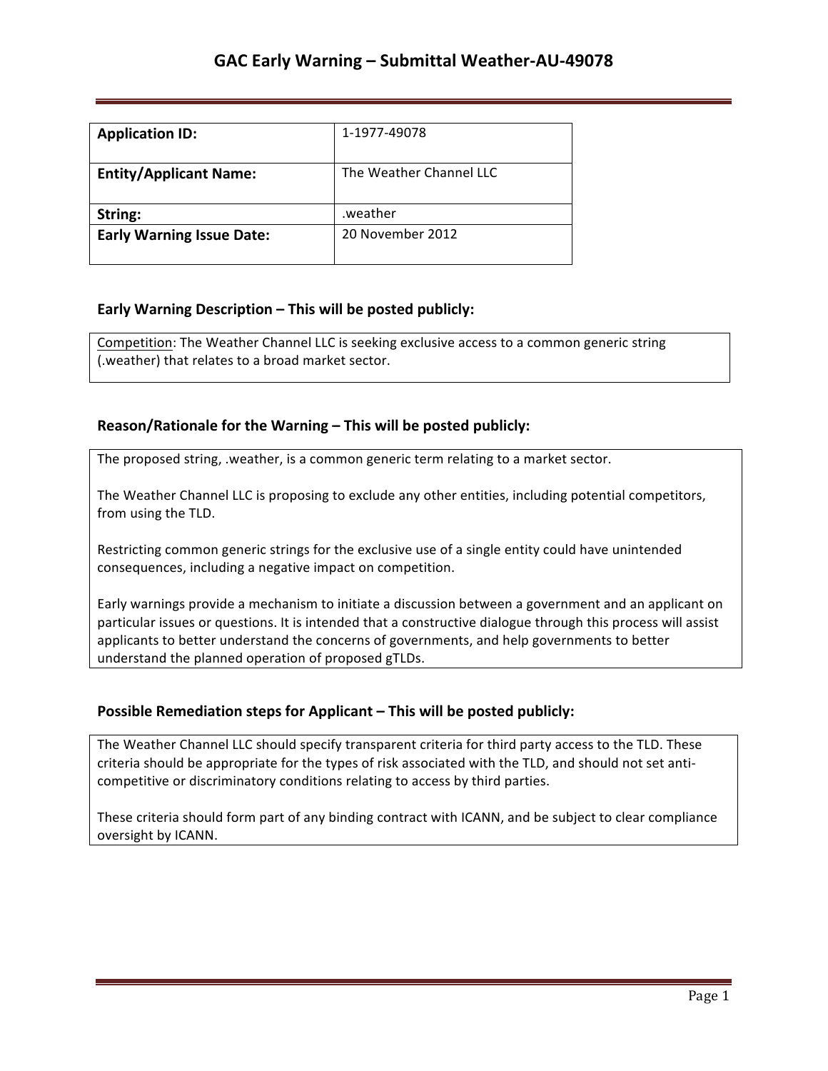# GAC Early Warning – Submittal Weather-AU-49078

| **Application ID:** | 1-1977-49078 |
|---|---|
| **Entity/Applicant Name:** | The Weather Channel LLC |
| **String:** | .weather |
| **Early Warning Issue Date:** | 20 November 2012 |

## Early Warning Description – This will be posted publicly:

Competition: The Weather Channel LLC is seeking exclusive access to a common generic string (.weather) that relates to a broad market sector.

## Reason/Rationale for the Warning – This will be posted publicly:

The proposed string, .weather, is a common generic term relating to a market sector.

The Weather Channel LLC is proposing to exclude any other entities, including potential competitors, from using the TLD.

Restricting common generic strings for the exclusive use of a single entity could have unintended consequences, including a negative impact on competition.

Early warnings provide a mechanism to initiate a discussion between a government and an applicant on particular issues or questions. It is intended that a constructive dialogue through this process will assist applicants to better understand the concerns of governments, and help governments to better understand the planned operation of proposed gTLDs.

## Possible Remediation steps for Applicant – This will be posted publicly:

The Weather Channel LLC should specify transparent criteria for third party access to the TLD. These criteria should be appropriate for the types of risk associated with the TLD, and should not set anti-competitive or discriminatory conditions relating to access by third parties.

These criteria should form part of any binding contract with ICANN, and be subject to clear compliance oversight by ICANN.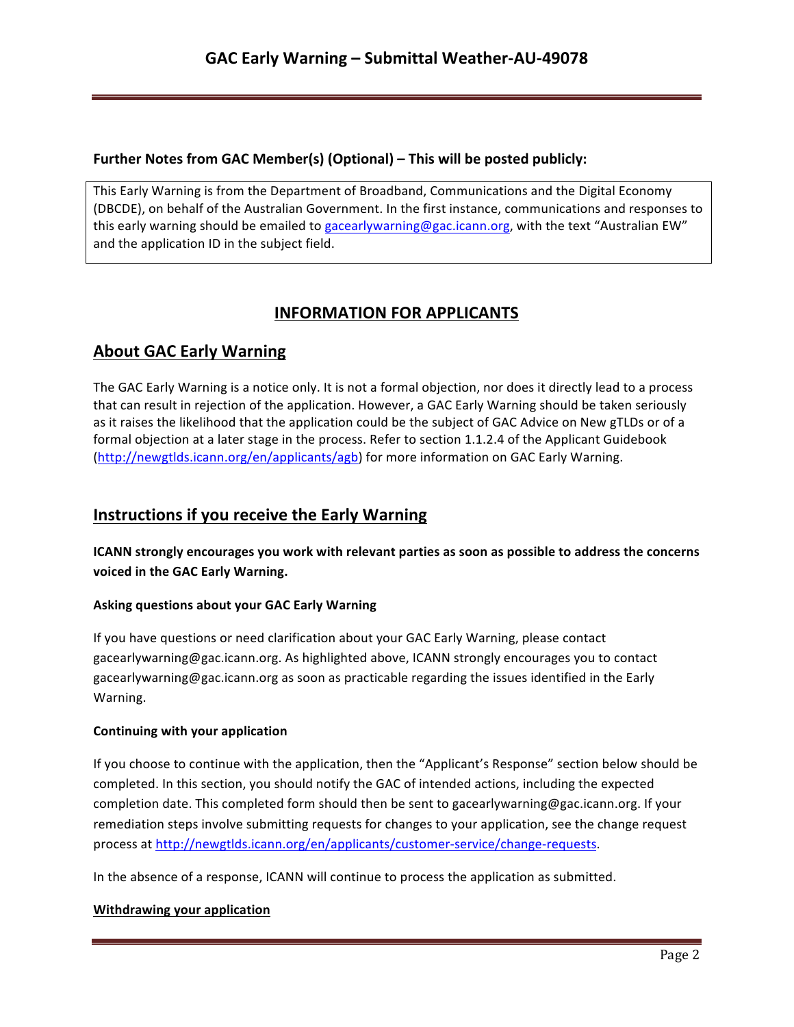**Further Notes from GAC Member(s) (Optional) – This will be posted publicly:**

This Early Warning is from the Department of Broadband, Communications and the Digital Economy (DBCDE), on behalf of the Australian Government. In the first instance, communications and responses to this early warning should be emailed to gacearlywarning@gac.icann.org, with the text "Australian EW" and the application ID in the subject field.

## INFORMATION FOR APPLICANTS

## About GAC Early Warning

The GAC Early Warning is a notice only. It is not a formal objection, nor does it directly lead to a process that can result in rejection of the application. However, a GAC Early Warning should be taken seriously as it raises the likelihood that the application could be the subject of GAC Advice on New gTLDs or of a formal objection at a later stage in the process. Refer to section 1.1.2.4 of the Applicant Guidebook (http://newgtlds.icann.org/en/applicants/agb) for more information on GAC Early Warning.

## Instructions if you receive the Early Warning

**ICANN strongly encourages you work with relevant parties as soon as possible to address the concerns voiced in the GAC Early Warning.**

#### Asking questions about your GAC Early Warning

If you have questions or need clarification about your GAC Early Warning, please contact gacearlywarning@gac.icann.org. As highlighted above, ICANN strongly encourages you to contact gacearlywarning@gac.icann.org as soon as practicable regarding the issues identified in the Early Warning.

#### Continuing with your application

If you choose to continue with the application, then the "Applicant's Response" section below should be completed. In this section, you should notify the GAC of intended actions, including the expected completion date. This completed form should then be sent to gacearlywarning@gac.icann.org. If your remediation steps involve submitting requests for changes to your application, see the change request process at http://newgtlds.icann.org/en/applicants/customer-service/change-requests.

In the absence of a response, ICANN will continue to process the application as submitted.

#### Withdrawing your application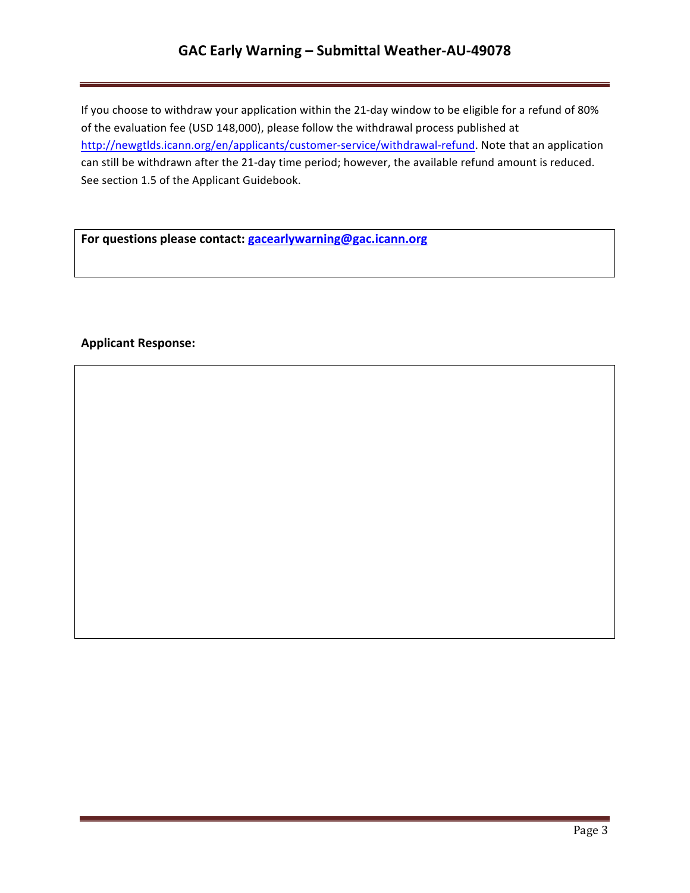If you choose to withdraw your application within the 21-day window to be eligible for a refund of 80% of the evaluation fee (USD 148,000), please follow the withdrawal process published at http://newgtlds.icann.org/en/applicants/customer-service/withdrawal-refund. Note that an application can still be withdrawn after the 21-day time period; however, the available refund amount is reduced. See section 1.5 of the Applicant Guidebook.

**For questions please contact: gacearlywarning@gac.icann.org**

**Applicant Response:**